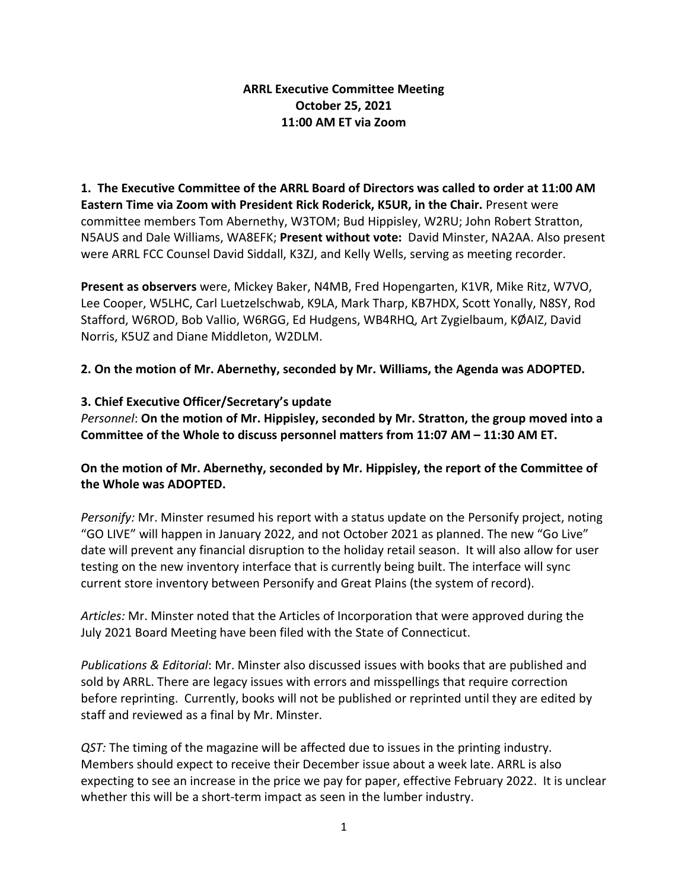**ARRL Executive Committee Meeting**
**October 25, 2021**
**11:00 AM ET via Zoom**

**1. The Executive Committee of the ARRL Board of Directors was called to order at 11:00 AM Eastern Time via Zoom with President Rick Roderick, K5UR, in the Chair.** Present were committee members Tom Abernethy, W3TOM; Bud Hippisley, W2RU; John Robert Stratton, N5AUS and Dale Williams, WA8EFK; **Present without vote:** David Minster, NA2AA. Also present were ARRL FCC Counsel David Siddall, K3ZJ, and Kelly Wells, serving as meeting recorder.

**Present as observers** were, Mickey Baker, N4MB, Fred Hopengarten, K1VR, Mike Ritz, W7VO, Lee Cooper, W5LHC, Carl Luetzelschwab, K9LA, Mark Tharp, KB7HDX, Scott Yonally, N8SY, Rod Stafford, W6ROD, Bob Vallio, W6RGG, Ed Hudgens, WB4RHQ, Art Zygielbaum, KØAIZ, David Norris, K5UZ and Diane Middleton, W2DLM.

**2. On the motion of Mr. Abernethy, seconded by Mr. Williams, the Agenda was ADOPTED.**

**3. Chief Executive Officer/Secretary's update**

*Personnel*: **On the motion of Mr. Hippisley, seconded by Mr. Stratton, the group moved into a Committee of the Whole to discuss personnel matters from 11:07 AM – 11:30 AM ET.**

**On the motion of Mr. Abernethy, seconded by Mr. Hippisley, the report of the Committee of the Whole was ADOPTED.**

*Personify:* Mr. Minster resumed his report with a status update on the Personify project, noting "GO LIVE" will happen in January 2022, and not October 2021 as planned. The new "Go Live" date will prevent any financial disruption to the holiday retail season. It will also allow for user testing on the new inventory interface that is currently being built. The interface will sync current store inventory between Personify and Great Plains (the system of record).

*Articles:* Mr. Minster noted that the Articles of Incorporation that were approved during the July 2021 Board Meeting have been filed with the State of Connecticut.

*Publications & Editorial*: Mr. Minster also discussed issues with books that are published and sold by ARRL. There are legacy issues with errors and misspellings that require correction before reprinting. Currently, books will not be published or reprinted until they are edited by staff and reviewed as a final by Mr. Minster.

*QST:* The timing of the magazine will be affected due to issues in the printing industry. Members should expect to receive their December issue about a week late. ARRL is also expecting to see an increase in the price we pay for paper, effective February 2022. It is unclear whether this will be a short-term impact as seen in the lumber industry.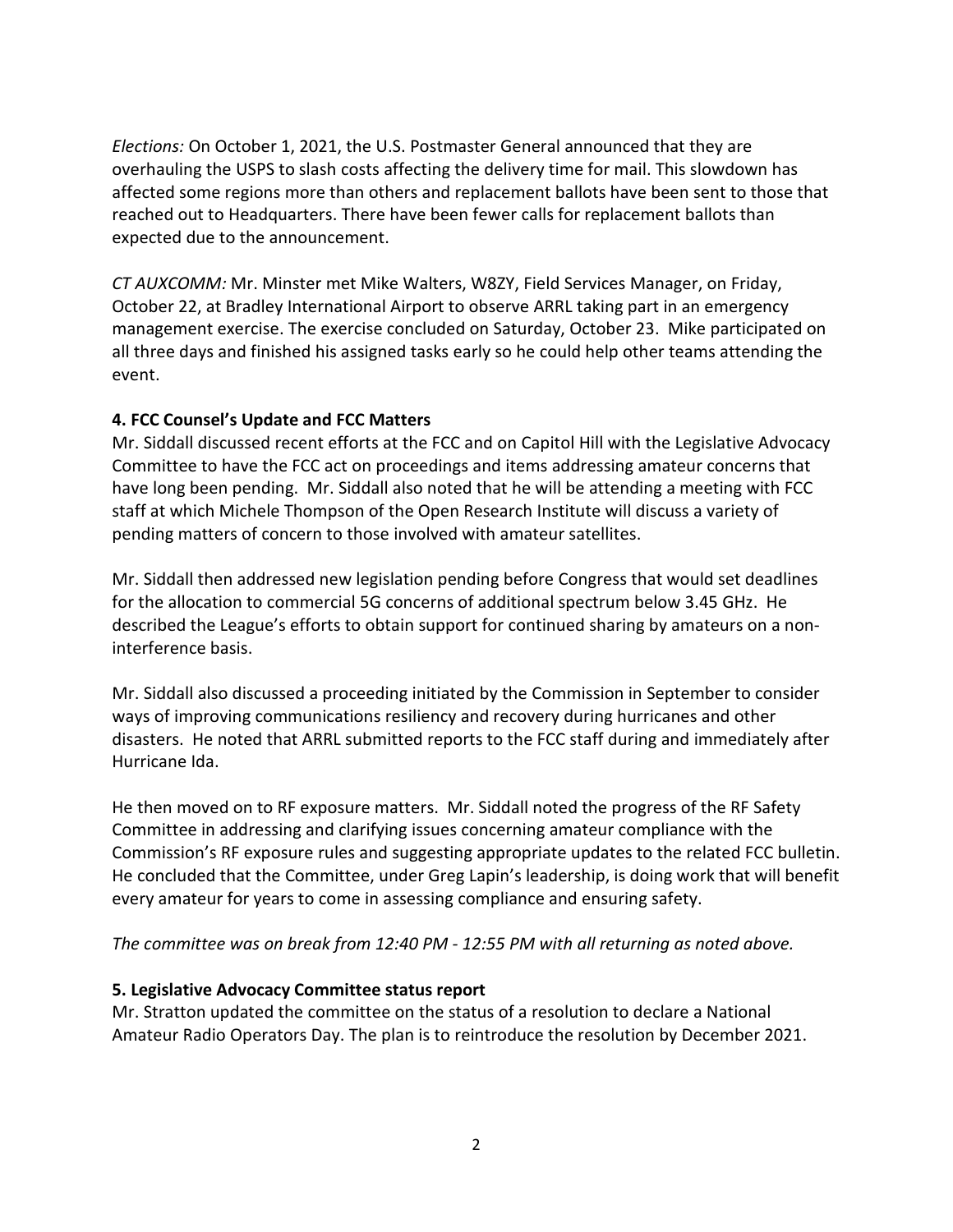*Elections:* On October 1, 2021, the U.S. Postmaster General announced that they are overhauling the USPS to slash costs affecting the delivery time for mail. This slowdown has affected some regions more than others and replacement ballots have been sent to those that reached out to Headquarters. There have been fewer calls for replacement ballots than expected due to the announcement.

*CT AUXCOMM:* Mr. Minster met Mike Walters, W8ZY, Field Services Manager, on Friday, October 22, at Bradley International Airport to observe ARRL taking part in an emergency management exercise. The exercise concluded on Saturday, October 23. Mike participated on all three days and finished his assigned tasks early so he could help other teams attending the event.

**4. FCC Counsel's Update and FCC Matters**

Mr. Siddall discussed recent efforts at the FCC and on Capitol Hill with the Legislative Advocacy Committee to have the FCC act on proceedings and items addressing amateur concerns that have long been pending. Mr. Siddall also noted that he will be attending a meeting with FCC staff at which Michele Thompson of the Open Research Institute will discuss a variety of pending matters of concern to those involved with amateur satellites.

Mr. Siddall then addressed new legislation pending before Congress that would set deadlines for the allocation to commercial 5G concerns of additional spectrum below 3.45 GHz. He described the League's efforts to obtain support for continued sharing by amateurs on a non-interference basis.

Mr. Siddall also discussed a proceeding initiated by the Commission in September to consider ways of improving communications resiliency and recovery during hurricanes and other disasters. He noted that ARRL submitted reports to the FCC staff during and immediately after Hurricane Ida.

He then moved on to RF exposure matters. Mr. Siddall noted the progress of the RF Safety Committee in addressing and clarifying issues concerning amateur compliance with the Commission's RF exposure rules and suggesting appropriate updates to the related FCC bulletin. He concluded that the Committee, under Greg Lapin's leadership, is doing work that will benefit every amateur for years to come in assessing compliance and ensuring safety.

*The committee was on break from 12:40 PM - 12:55 PM with all returning as noted above.*

**5. Legislative Advocacy Committee status report**

Mr. Stratton updated the committee on the status of a resolution to declare a National Amateur Radio Operators Day. The plan is to reintroduce the resolution by December 2021.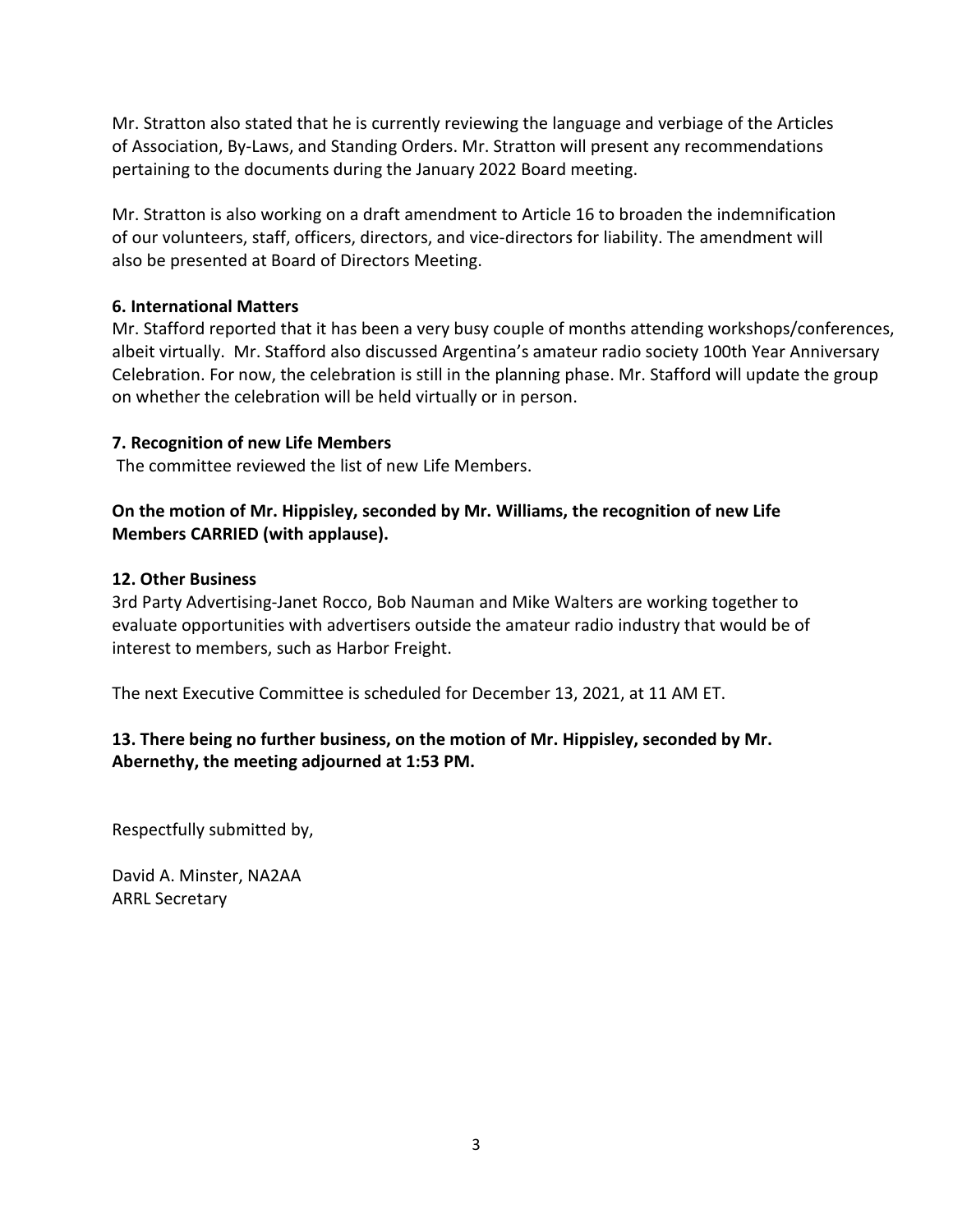Mr. Stratton also stated that he is currently reviewing the language and verbiage of the Articles of Association, By-Laws, and Standing Orders. Mr. Stratton will present any recommendations pertaining to the documents during the January 2022 Board meeting.

Mr. Stratton is also working on a draft amendment to Article 16 to broaden the indemnification of our volunteers, staff, officers, directors, and vice-directors for liability. The amendment will also be presented at Board of Directors Meeting.

**6. International Matters**

Mr. Stafford reported that it has been a very busy couple of months attending workshops/conferences, albeit virtually. Mr. Stafford also discussed Argentina's amateur radio society 100th Year Anniversary Celebration. For now, the celebration is still in the planning phase. Mr. Stafford will update the group on whether the celebration will be held virtually or in person.

**7. Recognition of new Life Members**

The committee reviewed the list of new Life Members.

**On the motion of Mr. Hippisley, seconded by Mr. Williams, the recognition of new Life Members CARRIED (with applause).**

**12. Other Business**

3rd Party Advertising-Janet Rocco, Bob Nauman and Mike Walters are working together to evaluate opportunities with advertisers outside the amateur radio industry that would be of interest to members, such as Harbor Freight.

The next Executive Committee is scheduled for December 13, 2021, at 11 AM ET.

**13. There being no further business, on the motion of Mr. Hippisley, seconded by Mr. Abernethy, the meeting adjourned at 1:53 PM.**

Respectfully submitted by,

David A. Minster, NA2AA
ARRL Secretary